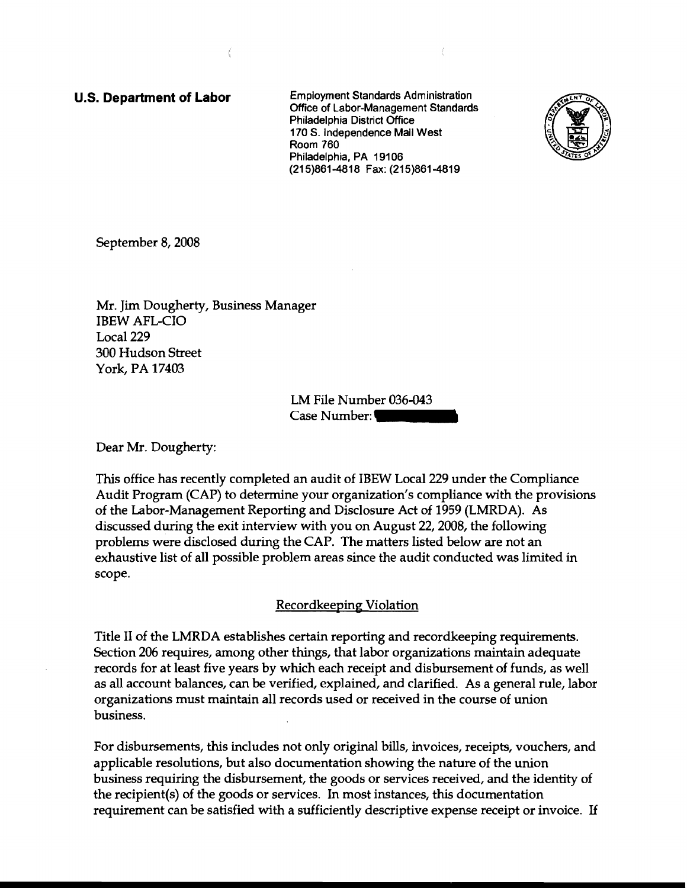**U.S. Department of Labor**

Employment Standards Administration
Office of Labor-Management Standards
Philadelphia District Office
170 S. Independence Mall West
Room 760
Philadelphia, PA 19106
(215)861-4818 Fax: (215)861-4819

September 8, 2008

Mr. Jim Dougherty, Business Manager
IBEW AFL-CIO
Local 229
300 Hudson Street
York, PA 17403

LM File Number 036-043
Case Number:

Dear Mr. Dougherty:

This office has recently completed an audit of IBEW Local 229 under the Compliance Audit Program (CAP) to determine your organization's compliance with the provisions of the Labor-Management Reporting and Disclosure Act of 1959 (LMRDA). As discussed during the exit interview with you on August 22, 2008, the following problems were disclosed during the CAP. The matters listed below are not an exhaustive list of all possible problem areas since the audit conducted was limited in scope.

## Recordkeeping Violation

Title II of the LMRDA establishes certain reporting and recordkeeping requirements. Section 206 requires, among other things, that labor organizations maintain adequate records for at least five years by which each receipt and disbursement of funds, as well as all account balances, can be verified, explained, and clarified. As a general rule, labor organizations must maintain all records used or received in the course of union business.

For disbursements, this includes not only original bills, invoices, receipts, vouchers, and applicable resolutions, but also documentation showing the nature of the union business requiring the disbursement, the goods or services received, and the identity of the recipient(s) of the goods or services. In most instances, this documentation requirement can be satisfied with a sufficiently descriptive expense receipt or invoice. If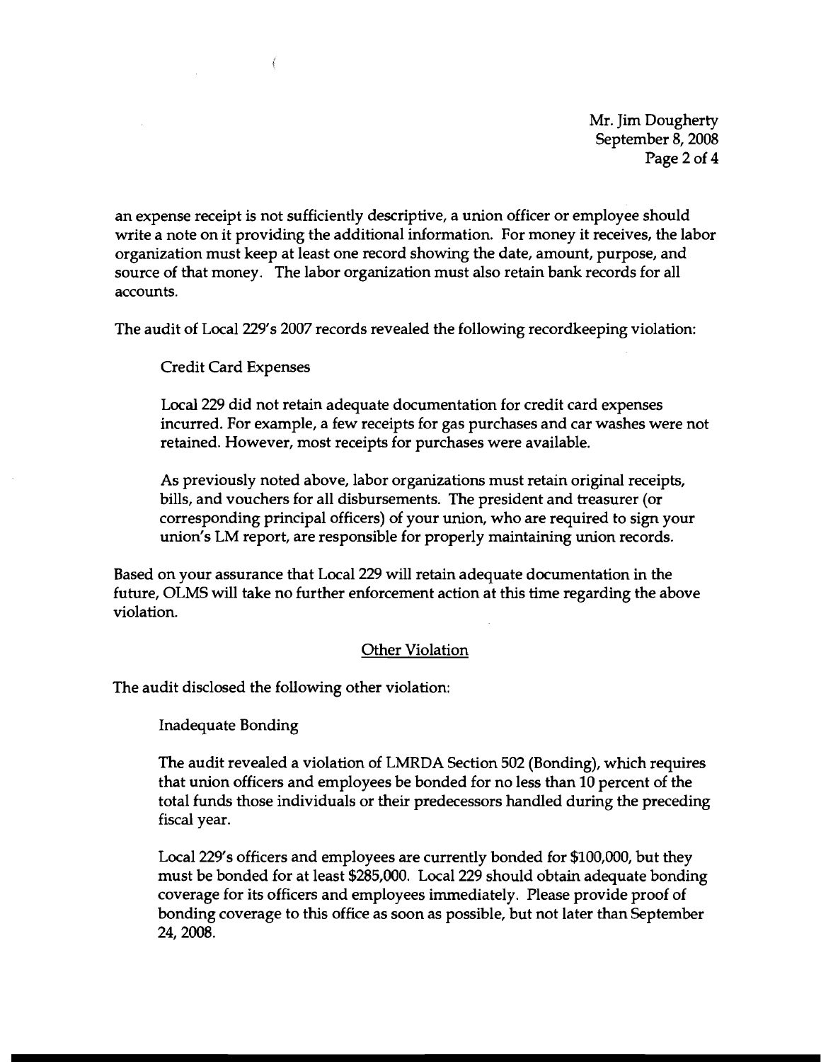an expense receipt is not sufficiently descriptive, a union officer or employee should write a note on it providing the additional information. For money it receives, the labor organization must keep at least one record showing the date, amount, purpose, and source of that money. The labor organization must also retain bank records for all accounts.

The audit of Local 229's 2007 records revealed the following recordkeeping violation:

Credit Card Expenses

Local 229 did not retain adequate documentation for credit card expenses incurred. For example, a few receipts for gas purchases and car washes were not retained. However, most receipts for purchases were available.

As previously noted above, labor organizations must retain original receipts, bills, and vouchers for all disbursements. The president and treasurer (or corresponding principal officers) of your union, who are required to sign your union's LM report, are responsible for properly maintaining union records.

Based on your assurance that Local 229 will retain adequate documentation in the future, OLMS will take no further enforcement action at this time regarding the above violation.

## Other Violation

The audit disclosed the following other violation:

Inadequate Bonding

The audit revealed a violation of LMRDA Section 502 (Bonding), which requires that union officers and employees be bonded for no less than 10 percent of the total funds those individuals or their predecessors handled during the preceding fiscal year.

Local 229's officers and employees are currently bonded for $100,000, but they must be bonded for at least $285,000. Local 229 should obtain adequate bonding coverage for its officers and employees immediately. Please provide proof of bonding coverage to this office as soon as possible, but not later than September 24, 2008.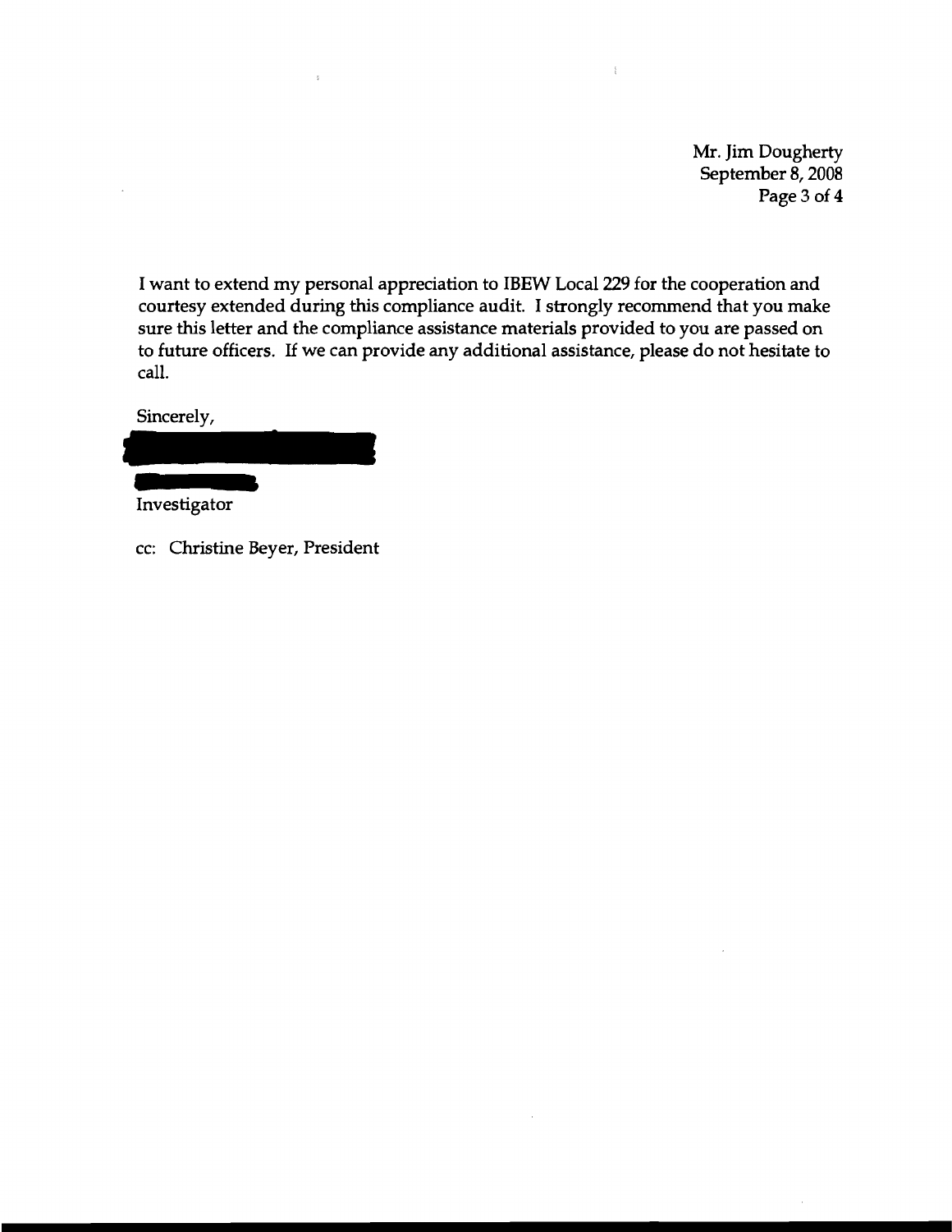I want to extend my personal appreciation to IBEW Local 229 for the cooperation and courtesy extended during this compliance audit. I strongly recommend that you make sure this letter and the compliance assistance materials provided to you are passed on to future officers. If we can provide any additional assistance, please do not hesitate to call.

Sincerely,

Investigator

cc: Christine Beyer, President